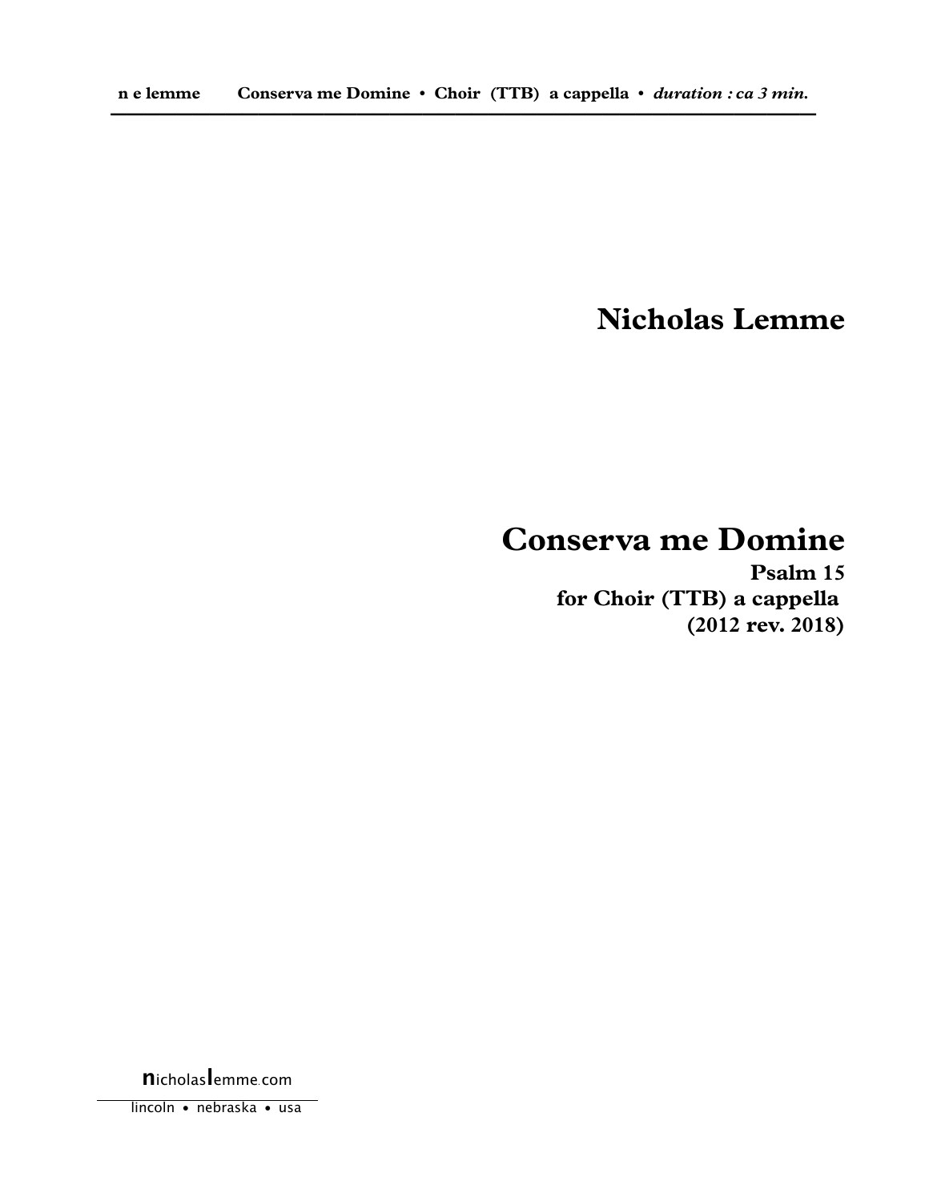# Nicholas Lemme

# Conserva me Domine

**Psalm 15**

**for Choir (TTB) a cappella**

**(2012 rev. 2018)**

nicholaslemme.com

lincoln • nebraska • usa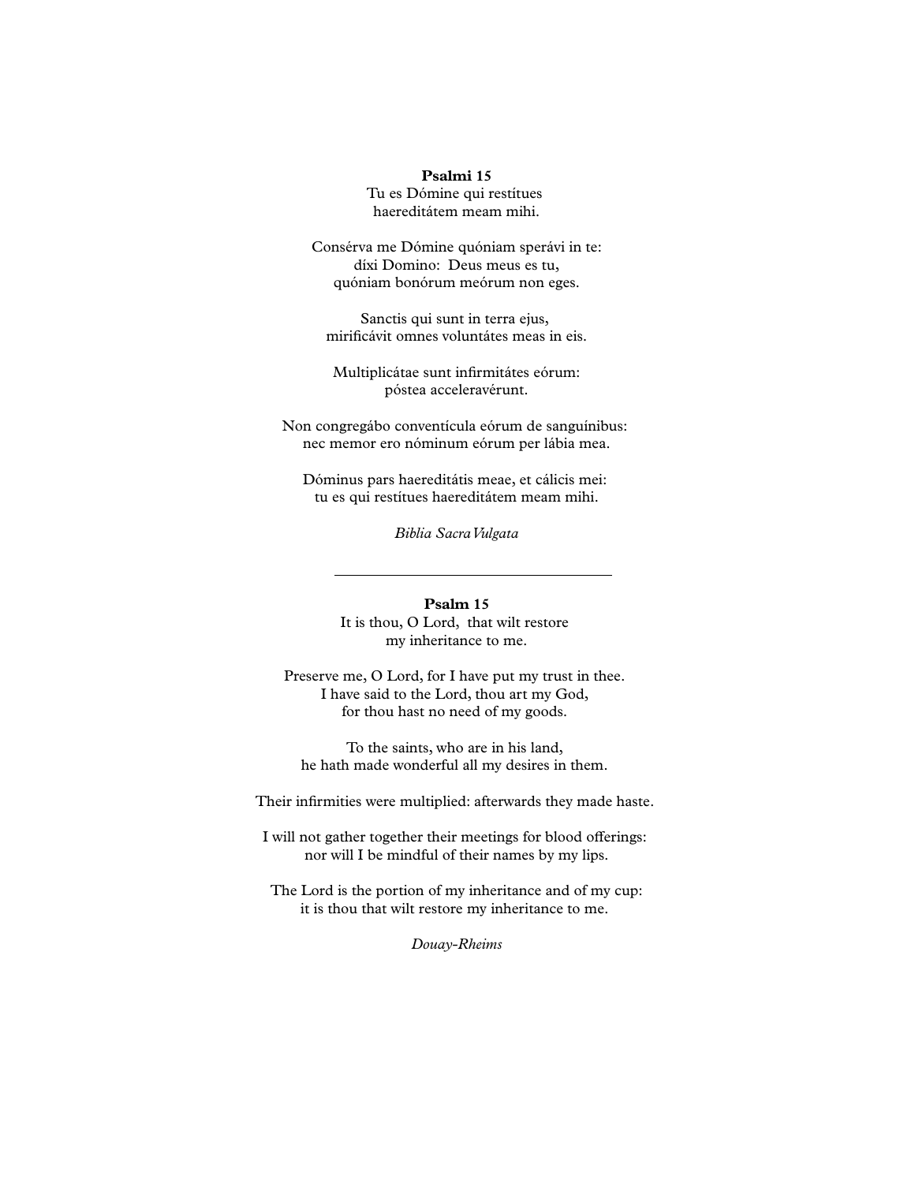**Psalmi 15**

Tu es Dómine qui restítues
haereditátem meam mihi.

Consérva me Dómine quóniam sperávi in te:
díxi Domino: Deus meus es tu,
quóniam bonórum meórum non eges.

Sanctis qui sunt in terra ejus,
mirificávit omnes voluntátes meas in eis.

Multiplicátae sunt infirmitátes eórum:
póstea acceleravérunt.

Non congregábo conventícula eórum de sanguínibus:
nec memor ero nóminum eórum per lábia mea.

Dóminus pars haereditátis meae, et cálicis mei:
tu es qui restítues haereditátem meam mihi.

*Biblia Sacra Vulgata*

---

**Psalm 15**

It is thou, O Lord, that wilt restore
my inheritance to me.

Preserve me, O Lord, for I have put my trust in thee.
I have said to the Lord, thou art my God,
for thou hast no need of my goods.

To the saints, who are in his land,
he hath made wonderful all my desires in them.

Their infirmities were multiplied: afterwards they made haste.

I will not gather together their meetings for blood offerings:
nor will I be mindful of their names by my lips.

The Lord is the portion of my inheritance and of my cup:
it is thou that wilt restore my inheritance to me.

*Douay-Rheims*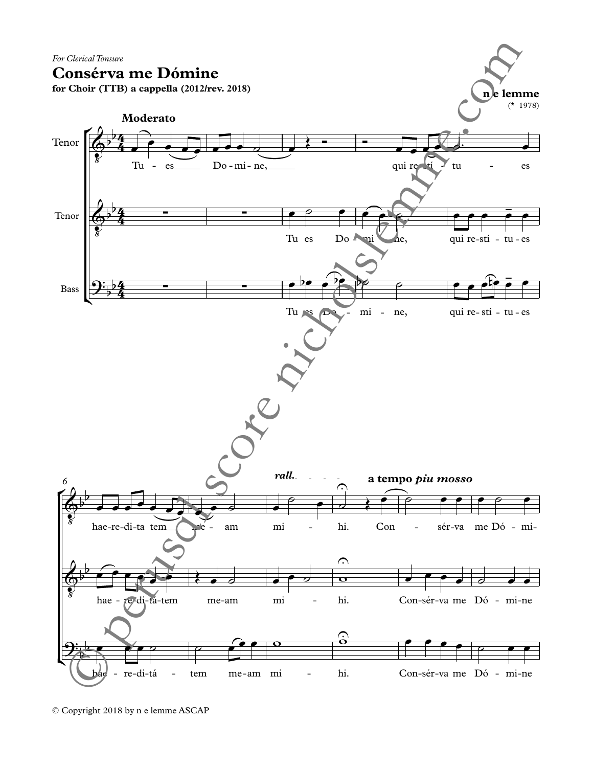*For Clerical Tonsure*

# Consérva me Dómine

**for Choir (TTB) a cappella (2012/rev. 2018)**

**n e lemme**
(* 1978)

**Moderato**

Tenor: Tu - es Do - mi - ne, qui re - stí - tu - es

Tenor: Tu es Do - mi - ne, qui re - stí - tu - es

Bass: Tu es Do - mi - ne, qui re - stí - tu - es

6

*rall.* — **a tempo** ***piu mosso***

Tenor: hae - re - di - ta tem - me - am mi - hi. Con - sér - va me Dó - mi-

Tenor: hae - re - di - ta - tem me - am mi - hi. Con - sér - va me Dó - mi - ne

Bass: hae - re - di - tá - tem me - am mi - hi. Con - sér - va me Dó - mi - ne

© Copyright 2018 by n e lemme ASCAP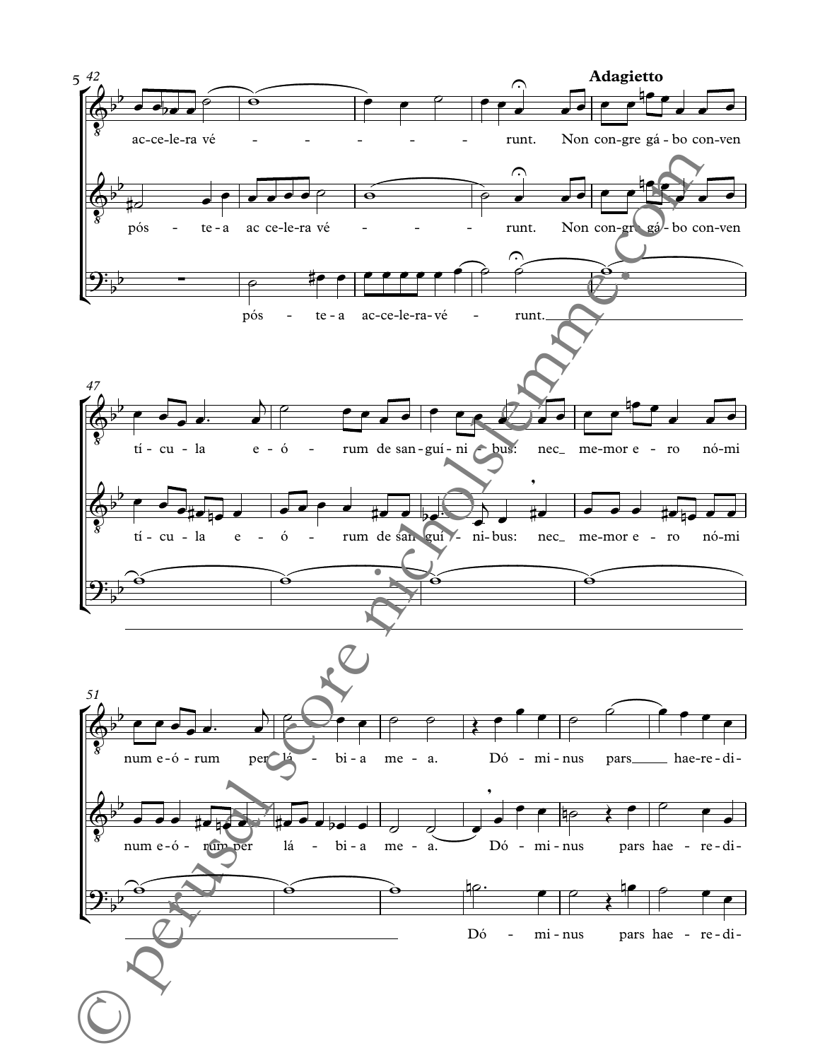**Adagietto**

ac-ce-le-ra vé - - - - - - runt. Non con-gre gá - bo con-ven

pós - te-a ac ce-le-ra vé - - - - runt. Non con-gre gá - bo con-ven

pós - te-a ac-ce-le-ra-vé - runt.

tí - cu - la e - ó - rum de san-guí - ni - bus: nec_ me-mor e - ro nó-mi

tí - cu - la e - ó - rum de san-guí - ni-bus: nec_ me-mor e - ro nó-mi

num e-ó - rum per lá - bi-a me - a. Dó - mi-nus pars_____ hae-re-di-

num e-ó - rum per lá - bi-a me - a. Dó - mi-nus pars hae - re-di-

Dó - mi-nus pars hae - re-di-

© perusal score nicholslemme.com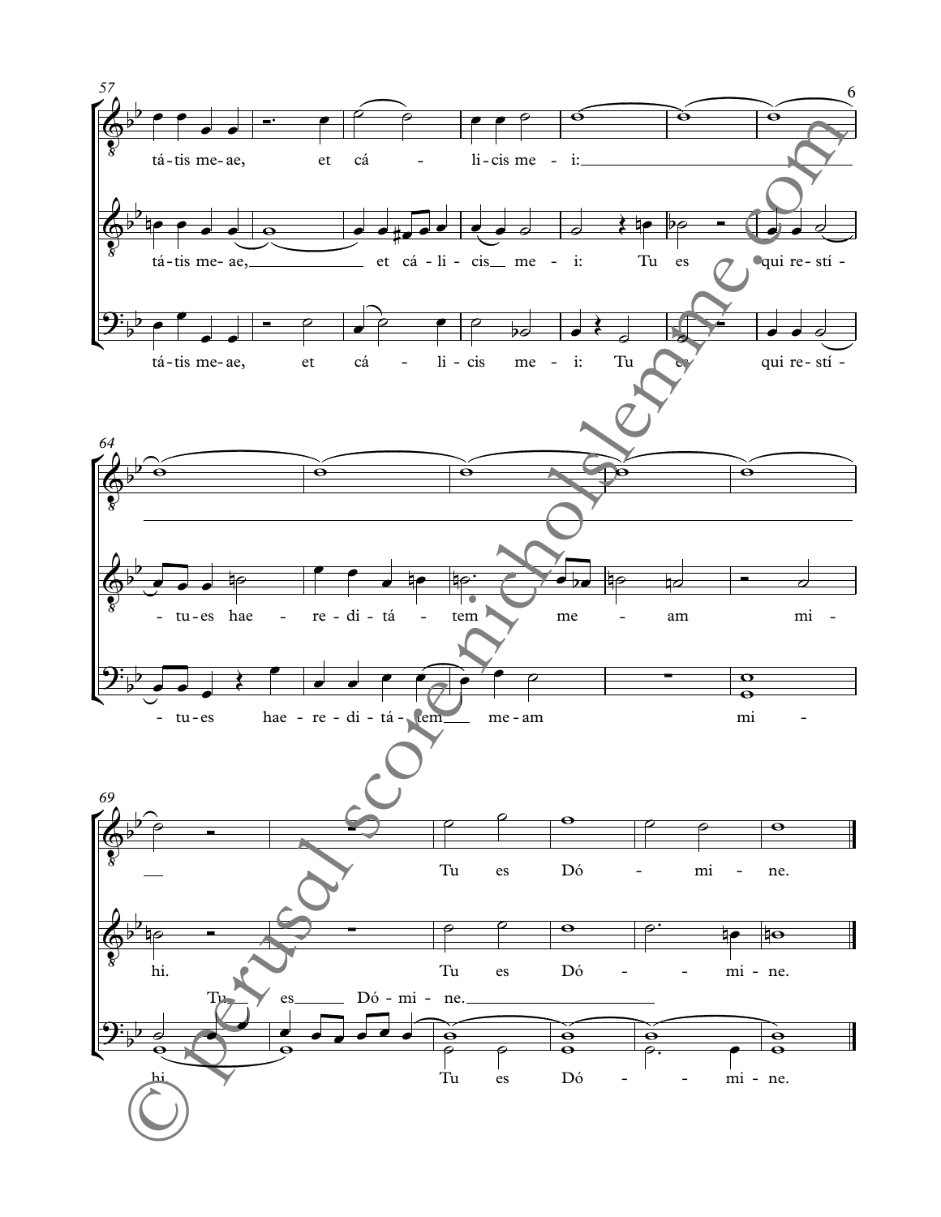57

tá-tis me-ae, et cá - li-cis me - i:

tá-tis me-ae, et cá-li-cis me - i: Tu es qui re-stí -

tá-tis me-ae, et cá - li-cis me - i: Tu es qui re-stí -

64

- tu-es hae - re-di-tá - tem me - am mi -

- tu-es hae-re-di-tá-tem me-am mi -

69

Tu es Dó - mi - ne.

hi. Tu es Dó - - mi-ne.

Tu es Dó-mi - ne.

hi. Tu es Dó - - mi-ne.

© perusal score nicholslemme.com